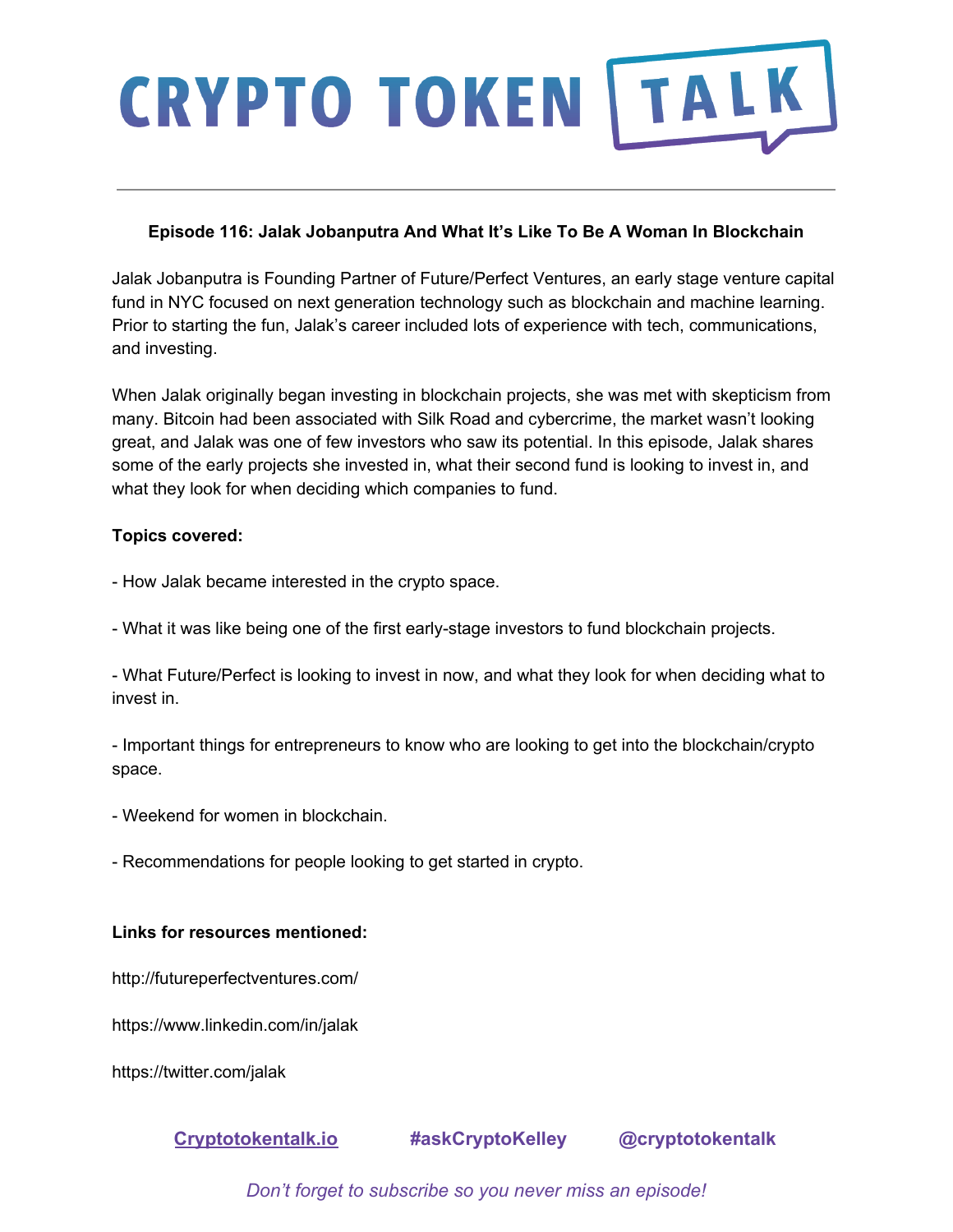# CRYPTO TOKEN TALK

## Episode 116: Jalak Jobanputra And What It's Like To Be A Woman In Blockchain

Jalak Jobanputra is Founding Partner of Future/Perfect Ventures, an early stage venture capital fund in NYC focused on next generation technology such as blockchain and machine learning. Prior to starting the fun, Jalak's career included lots of experience with tech, communications, and investing.

When Jalak originally began investing in blockchain projects, she was met with skepticism from many. Bitcoin had been associated with Silk Road and cybercrime, the market wasn't looking great, and Jalak was one of few investors who saw its potential. In this episode, Jalak shares some of the early projects she invested in, what their second fund is looking to invest in, and what they look for when deciding which companies to fund.

**Topics covered:**

- How Jalak became interested in the crypto space.

- What it was like being one of the first early-stage investors to fund blockchain projects.

- What Future/Perfect is looking to invest in now, and what they look for when deciding what to invest in.

- Important things for entrepreneurs to know who are looking to get into the blockchain/crypto space.

- Weekend for women in blockchain.

- Recommendations for people looking to get started in crypto.

**Links for resources mentioned:**

http://futureperfectventures.com/

https://www.linkedin.com/in/jalak

https://twitter.com/jalak

**Cryptotokentalk.io** **#askCryptoKelley** **@cryptotokentalk**

*Don't forget to subscribe so you never miss an episode!*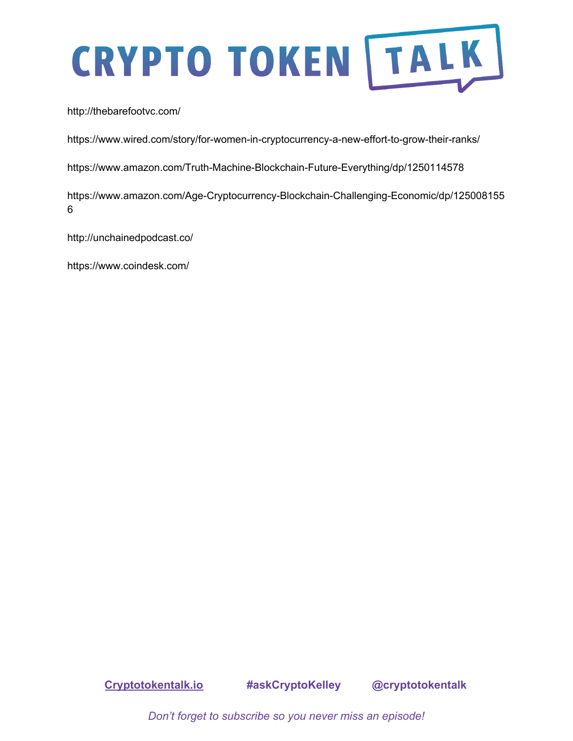http://thebarefootvc.com/

https://www.wired.com/story/for-women-in-cryptocurrency-a-new-effort-to-grow-their-ranks/

https://www.amazon.com/Truth-Machine-Blockchain-Future-Everything/dp/1250114578

https://www.amazon.com/Age-Cryptocurrency-Blockchain-Challenging-Economic/dp/1250081556

http://unchainedpodcast.co/

https://www.coindesk.com/